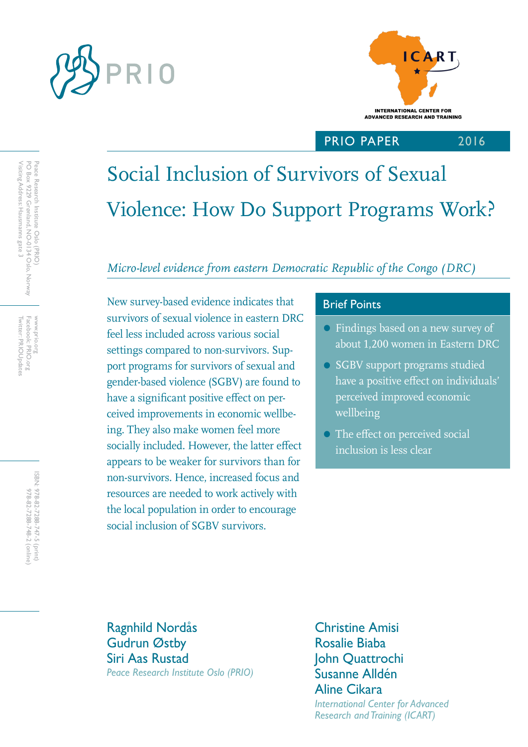PRIO

ICART
INTERNATIONAL CENTER FOR ADVANCED RESEARCH AND TRAINING

PRIO PAPER 2016

# Social Inclusion of Survivors of Sexual Violence: How Do Support Programs Work?

*Micro-level evidence from eastern Democratic Republic of the Congo (DRC)*

New survey-based evidence indicates that survivors of sexual violence in eastern DRC feel less included across various social settings compared to non-survivors. Support programs for survivors of sexual and gender-based violence (SGBV) are found to have a significant positive effect on perceived improvements in economic wellbeing. They also make women feel more socially included. However, the latter effect appears to be weaker for survivors than for non-survivors. Hence, increased focus and resources are needed to work actively with the local population in order to encourage social inclusion of SGBV survivors.

## Brief Points

- Findings based on a new survey of about 1,200 women in Eastern DRC
- SGBV support programs studied have a positive effect on individuals' perceived improved economic wellbeing
- The effect on perceived social inclusion is less clear

Ragnhild Nordås
Gudrun Østby
Siri Aas Rustad
*Peace Research Institute Oslo (PRIO)*

Christine Amisi
Rosalie Biaba
John Quattrochi
Susanne Alldén
Aline Cikara
*International Center for Advanced Research and Training (ICART)*

Peace Research Institute Oslo (PRIO)
PO Box 9229 Grønland, NO-0134 Oslo, Norway
Visiting Address: Hausmanns gate 3

www.prio.org
Facebook: PRIO.org
Twitter: PRIOUpdates

ISBN: 978-82-7288-747-5 (print)
978-82-7288-748-2 (online)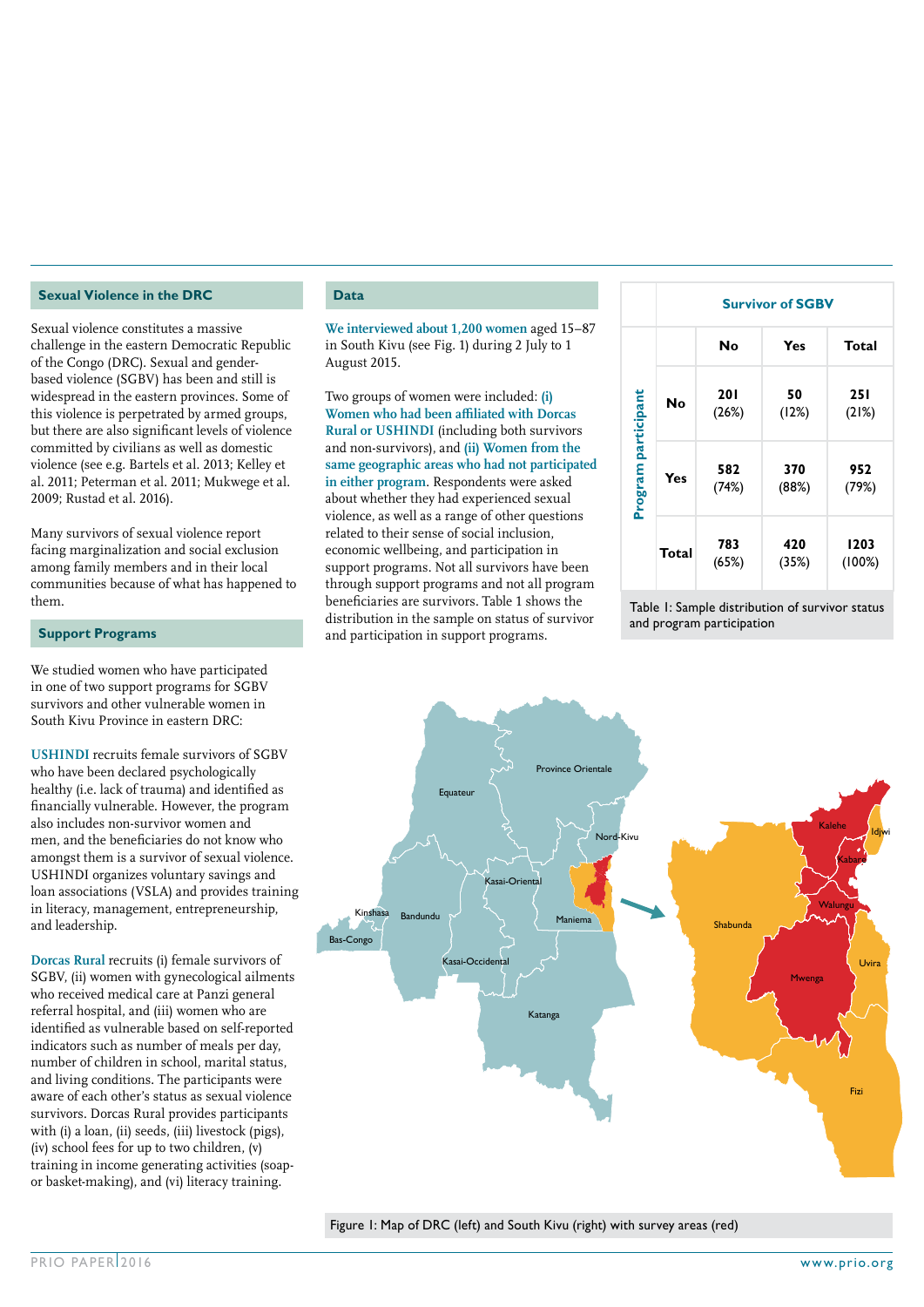## Sexual Violence in the DRC

Sexual violence constitutes a massive challenge in the eastern Democratic Republic of the Congo (DRC). Sexual and gender-based violence (SGBV) has been and still is widespread in the eastern provinces. Some of this violence is perpetrated by armed groups, but there are also significant levels of violence committed by civilians as well as domestic violence (see e.g. Bartels et al. 2013; Kelley et al. 2011; Peterman et al. 2011; Mukwege et al. 2009; Rustad et al. 2016).

Many survivors of sexual violence report facing marginalization and social exclusion among family members and in their local communities because of what has happened to them.

## Support Programs

We studied women who have participated in one of two support programs for SGBV survivors and other vulnerable women in South Kivu Province in eastern DRC:

**USHINDI** recruits female survivors of SGBV who have been declared psychologically healthy (i.e. lack of trauma) and identified as financially vulnerable. However, the program also includes non-survivor women and men, and the beneficiaries do not know who amongst them is a survivor of sexual violence. USHINDI organizes voluntary savings and loan associations (VSLA) and provides training in literacy, management, entrepreneurship, and leadership.

**Dorcas Rural** recruits (i) female survivors of SGBV, (ii) women with gynecological ailments who received medical care at Panzi general referral hospital, and (iii) women who are identified as vulnerable based on self-reported indicators such as number of meals per day, number of children in school, marital status, and living conditions. The participants were aware of each other's status as sexual violence survivors. Dorcas Rural provides participants with (i) a loan, (ii) seeds, (iii) livestock (pigs), (iv) school fees for up to two children, (v) training in income generating activities (soap- or basket-making), and (vi) literacy training.

## Data

**We interviewed about 1,200 women** aged 15–87 in South Kivu (see Fig. 1) during 2 July to 1 August 2015.

Two groups of women were included: **(i) Women who had been affiliated with Dorcas Rural or USHINDI** (including both survivors and non-survivors), and **(ii) Women from the same geographic areas who had not participated in either program**. Respondents were asked about whether they had experienced sexual violence, as well as a range of other questions related to their sense of social inclusion, economic wellbeing, and participation in support programs. Not all survivors have been through support programs and not all program beneficiaries are survivors. Table 1 shows the distribution in the sample on status of survivor and participation in support programs.

| | | Survivor of SGBV | | |
|---|---|---|---|---|
| | | No | Yes | Total |
| Program participant | No | 201 (26%) | 50 (12%) | 251 (21%) |
| | Yes | 582 (74%) | 370 (88%) | 952 (79%) |
| | Total | 783 (65%) | 420 (35%) | 1203 (100%) |

Table 1: Sample distribution of survivor status and program participation

Figure 1: Map of DRC (left) and South Kivu (right) with survey areas (red)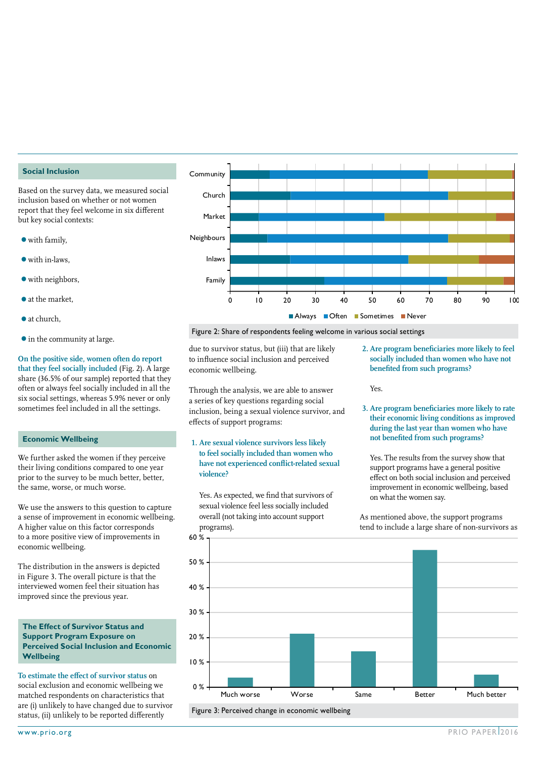## Social Inclusion

Based on the survey data, we measured social inclusion based on whether or not women report that they feel welcome in six different but key social contexts:

- with family,
- with in-laws,
- with neighbors,
- at the market,
- at church,
- in the community at large.

On the positive side, women often do report that they feel socially included (Fig. 2). A large share (36.5% of our sample) reported that they often or always feel socially included in all the six social settings, whereas 5.9% never or only sometimes feel included in all the settings.

## Economic Wellbeing

We further asked the women if they perceive their living conditions compared to one year prior to the survey to be much better, better, the same, worse, or much worse.

We use the answers to this question to capture a sense of improvement in economic wellbeing. A higher value on this factor corresponds to a more positive view of improvements in economic wellbeing.

The distribution in the answers is depicted in Figure 3. The overall picture is that the interviewed women feel their situation has improved since the previous year.

## The Effect of Survivor Status and Support Program Exposure on Perceived Social Inclusion and Economic Wellbeing

To estimate the effect of survivor status on social exclusion and economic wellbeing we matched respondents on characteristics that are (i) unlikely to have changed due to survivor status, (ii) unlikely to be reported differently due to survivor status, but (iii) that are likely to influence social inclusion and perceived economic wellbeing.

Through the analysis, we are able to answer a series of key questions regarding social inclusion, being a sexual violence survivor, and effects of support programs:

1. **Are sexual violence survivors less likely to feel socially included than women who have not experienced conflict-related sexual violence?**

   Yes. As expected, we find that survivors of sexual violence feel less socially included overall (not taking into account support programs).

2. **Are program beneficiaries more likely to feel socially included than women who have not benefited from such programs?**

   Yes.

3. **Are program beneficiaries more likely to rate their economic living conditions as improved during the last year than women who have not benefited from such programs?**

   Yes. The results from the survey show that support programs have a general positive effect on both social inclusion and perceived improvement in economic wellbeing, based on what the women say.

As mentioned above, the support programs tend to include a large share of non-survivors as

Figure 2: Share of respondents feeling welcome in various social settings

Figure 3: Perceived change in economic wellbeing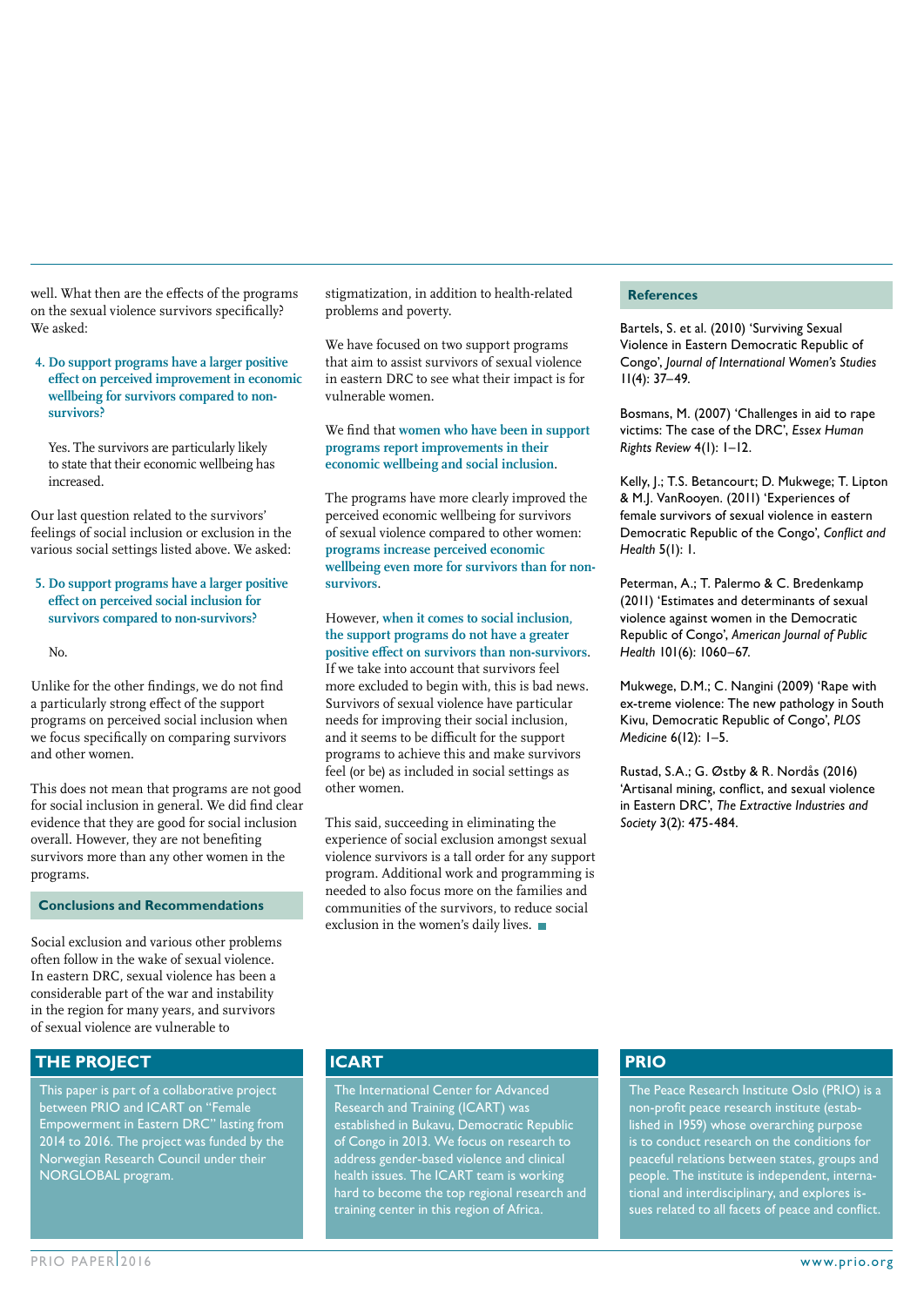well. What then are the effects of the programs on the sexual violence survivors specifically? We asked:

4. **Do support programs have a larger positive effect on perceived improvement in economic wellbeing for survivors compared to non-survivors?**

   Yes. The survivors are particularly likely to state that their economic wellbeing has increased.

Our last question related to the survivors' feelings of social inclusion or exclusion in the various social settings listed above. We asked:

5. **Do support programs have a larger positive effect on perceived social inclusion for survivors compared to non-survivors?**

   No.

Unlike for the other findings, we do not find a particularly strong effect of the support programs on perceived social inclusion when we focus specifically on comparing survivors and other women.

This does not mean that programs are not good for social inclusion in general. We did find clear evidence that they are good for social inclusion overall. However, they are not benefiting survivors more than any other women in the programs.

## Conclusions and Recommendations

Social exclusion and various other problems often follow in the wake of sexual violence. In eastern DRC, sexual violence has been a considerable part of the war and instability in the region for many years, and survivors of sexual violence are vulnerable to stigmatization, in addition to health-related problems and poverty.

We have focused on two support programs that aim to assist survivors of sexual violence in eastern DRC to see what their impact is for vulnerable women.

We find that **women who have been in support programs report improvements in their economic wellbeing and social inclusion**.

The programs have more clearly improved the perceived economic wellbeing for survivors of sexual violence compared to other women: **programs increase perceived economic wellbeing even more for survivors than for non-survivors**.

However, **when it comes to social inclusion, the support programs do not have a greater positive effect on survivors than non-survivors**. If we take into account that survivors feel more excluded to begin with, this is bad news. Survivors of sexual violence have particular needs for improving their social inclusion, and it seems to be difficult for the support programs to achieve this and make survivors feel (or be) as included in social settings as other women.

This said, succeeding in eliminating the experience of social exclusion amongst sexual violence survivors is a tall order for any support program. Additional work and programming is needed to also focus more on the families and communities of the survivors, to reduce social exclusion in the women's daily lives.

## References

Bartels, S. et al. (2010) 'Surviving Sexual Violence in Eastern Democratic Republic of Congo', *Journal of International Women's Studies* 11(4): 37–49.

Bosmans, M. (2007) 'Challenges in aid to rape victims: The case of the DRC', *Essex Human Rights Review* 4(1): 1–12.

Kelly, J.; T.S. Betancourt; D. Mukwege; T. Lipton & M.J. VanRooyen. (2011) 'Experiences of female survivors of sexual violence in eastern Democratic Republic of the Congo', *Conflict and Health* 5(1): 1.

Peterman, A.; T. Palermo & C. Bredenkamp (2011) 'Estimates and determinants of sexual violence against women in the Democratic Republic of Congo', *American Journal of Public Health* 101(6): 1060–67.

Mukwege, D.M.; C. Nangini (2009) 'Rape with ex-treme violence: The new pathology in South Kivu, Democratic Republic of Congo', *PLOS Medicine* 6(12): 1–5.

Rustad, S.A.; G. Østby & R. Nordås (2016) 'Artisanal mining, conflict, and sexual violence in Eastern DRC', *The Extractive Industries and Society* 3(2): 475-484.

## THE PROJECT

This paper is part of a collaborative project between PRIO and ICART on "Female Empowerment in Eastern DRC" lasting from 2014 to 2016. The project was funded by the Norwegian Research Council under their NORGLOBAL program.

## ICART

The International Center for Advanced Research and Training (ICART) was established in Bukavu, Democratic Republic of Congo in 2013. We focus on research to address gender-based violence and clinical health issues. The ICART team is working hard to become the top regional research and training center in this region of Africa.

## PRIO

The Peace Research Institute Oslo (PRIO) is a non-profit peace research institute (established in 1959) whose overarching purpose is to conduct research on the conditions for peaceful relations between states, groups and people. The institute is independent, international and interdisciplinary, and explores issues related to all facets of peace and conflict.